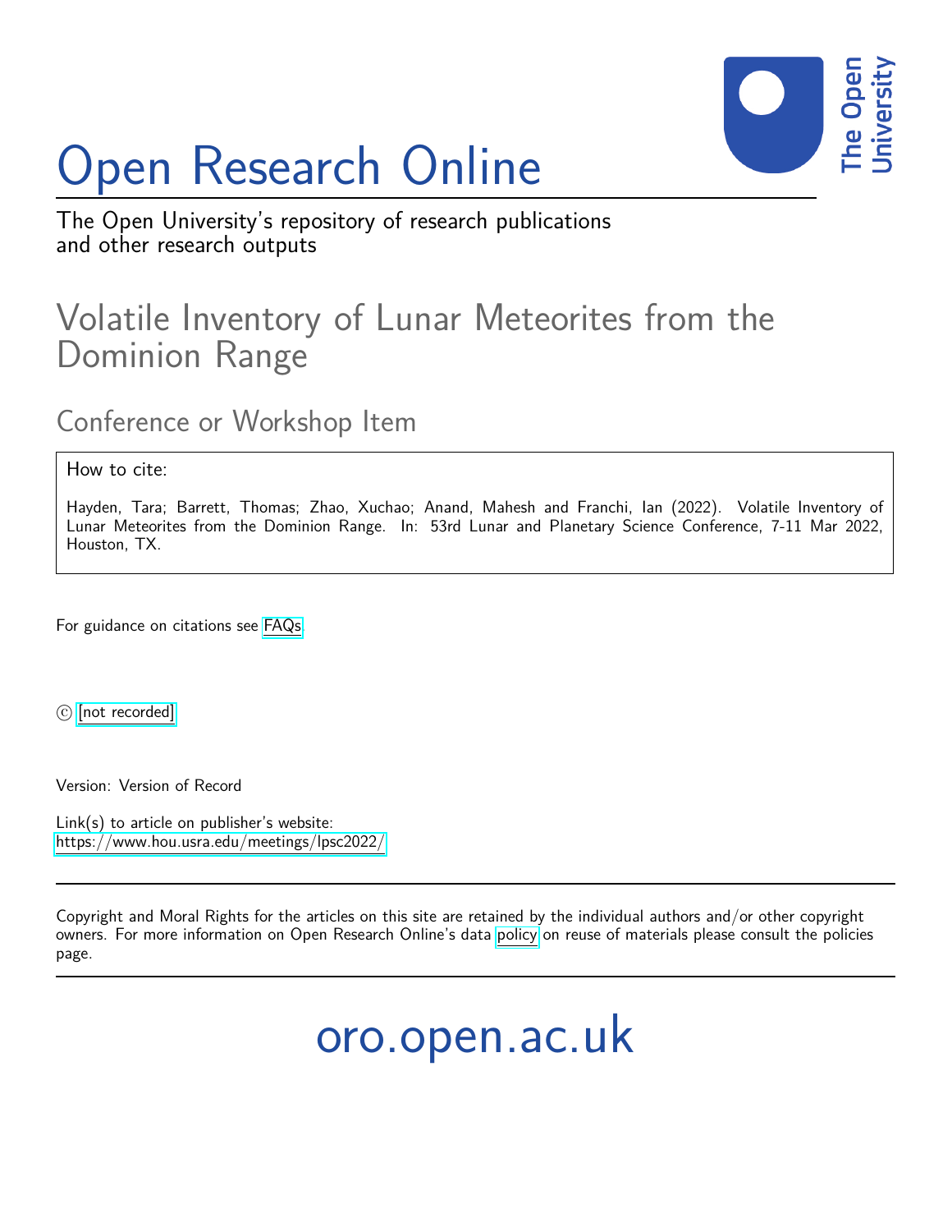# Open Research Online

The Open University's repository of research publications and other research outputs

## Volatile Inventory of Lunar Meteorites from the Dominion Range

### Conference or Workshop Item

How to cite:

Hayden, Tara; Barrett, Thomas; Zhao, Xuchao; Anand, Mahesh and Franchi, Ian (2022). Volatile Inventory of Lunar Meteorites from the Dominion Range. In: 53rd Lunar and Planetary Science Conference, 7-11 Mar 2022, Houston, TX.

For guidance on citations see FAQs.

© [not recorded]

Version: Version of Record

Link(s) to article on publisher's website:
https://www.hou.usra.edu/meetings/lpsc2022/

---

Copyright and Moral Rights for the articles on this site are retained by the individual authors and/or other copyright owners. For more information on Open Research Online's data policy on reuse of materials please consult the policies page.

---

oro.open.ac.uk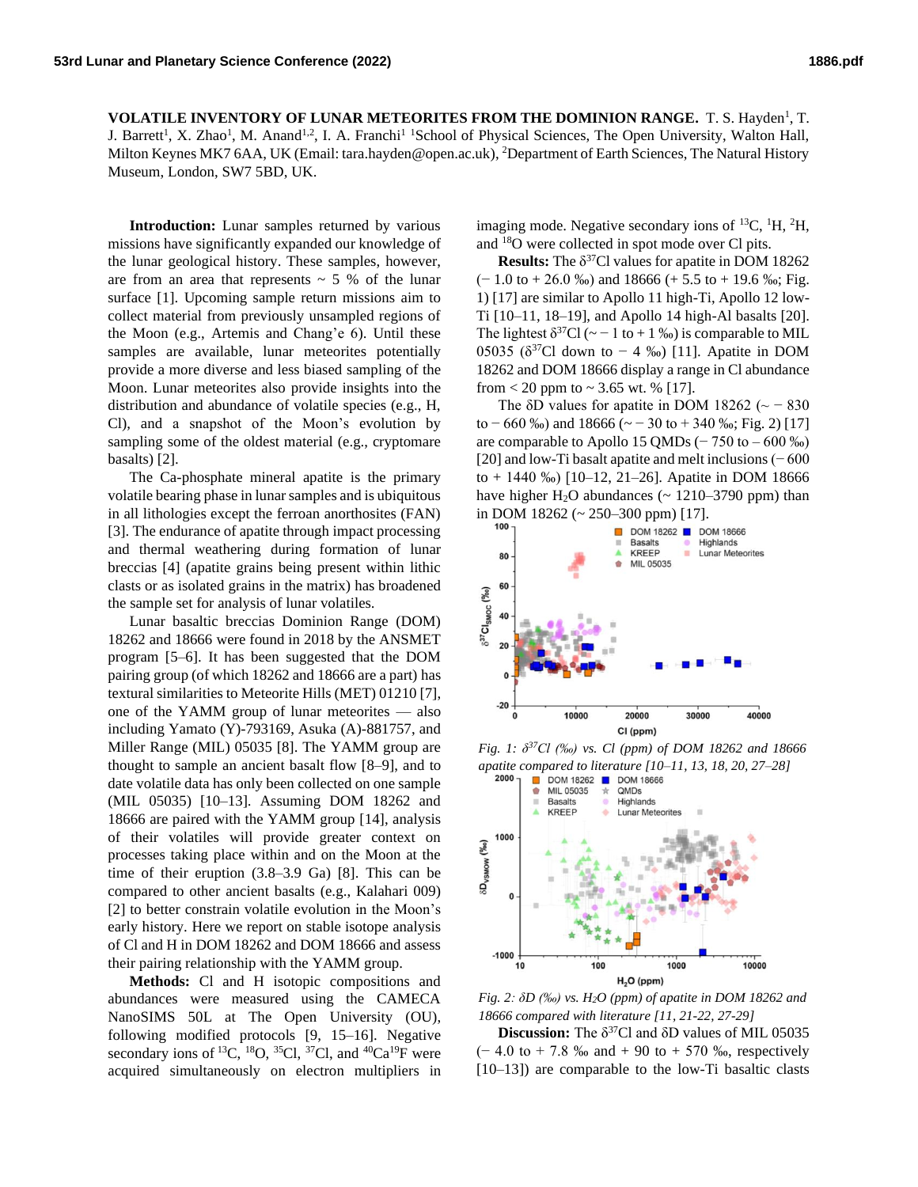**VOLATILE INVENTORY OF LUNAR METEORITES FROM THE DOMINION RANGE.** T. S. Hayden[1], T. J. Barrett[1], X. Zhao[1], M. Anand[1,2], I. A. Franchi[1] [1]School of Physical Sciences, The Open University, Walton Hall, Milton Keynes MK7 6AA, UK (Email: tara.hayden@open.ac.uk), [2]Department of Earth Sciences, The Natural History Museum, London, SW7 5BD, UK.

**Introduction:** Lunar samples returned by various missions have significantly expanded our knowledge of the lunar geological history. These samples, however, are from an area that represents ~ 5 % of the lunar surface [1]. Upcoming sample return missions aim to collect material from previously unsampled regions of the Moon (e.g., Artemis and Chang'e 6). Until these samples are available, lunar meteorites potentially provide a more diverse and less biased sampling of the Moon. Lunar meteorites also provide insights into the distribution and abundance of volatile species (e.g., H, Cl), and a snapshot of the Moon's evolution by sampling some of the oldest material (e.g., cryptomare basalts) [2].

The Ca-phosphate mineral apatite is the primary volatile bearing phase in lunar samples and is ubiquitous in all lithologies except the ferroan anorthosites (FAN) [3]. The endurance of apatite through impact processing and thermal weathering during formation of lunar breccias [4] (apatite grains being present within lithic clasts or as isolated grains in the matrix) has broadened the sample set for analysis of lunar volatiles.

Lunar basaltic breccias Dominion Range (DOM) 18262 and 18666 were found in 2018 by the ANSMET program [5–6]. It has been suggested that the DOM pairing group (of which 18262 and 18666 are a part) has textural similarities to Meteorite Hills (MET) 01210 [7], one of the YAMM group of lunar meteorites — also including Yamato (Y)-793169, Asuka (A)-881757, and Miller Range (MIL) 05035 [8]. The YAMM group are thought to sample an ancient basalt flow [8–9], and to date volatile data has only been collected on one sample (MIL 05035) [10–13]. Assuming DOM 18262 and 18666 are paired with the YAMM group [14], analysis of their volatiles will provide greater context on processes taking place within and on the Moon at the time of their eruption (3.8–3.9 Ga) [8]. This can be compared to other ancient basalts (e.g., Kalahari 009) [2] to better constrain volatile evolution in the Moon's early history. Here we report on stable isotope analysis of Cl and H in DOM 18262 and DOM 18666 and assess their pairing relationship with the YAMM group.

**Methods:** Cl and H isotopic compositions and abundances were measured using the CAMECA NanoSIMS 50L at The Open University (OU), following modified protocols [9, 15–16]. Negative secondary ions of $^{13}C$, $^{18}O$, $^{35}Cl$, $^{37}Cl$, and $^{40}Ca^{19}F$ were acquired simultaneously on electron multipliers in imaging mode. Negative secondary ions of $^{13}C$, $^{1}H$, $^{2}H$, and $^{18}O$ were collected in spot mode over Cl pits.

**Results:** The $\delta^{37}Cl$ values for apatite in DOM 18262 (− 1.0 to + 26.0 ‰) and 18666 (+ 5.5 to + 19.6 ‰; Fig. 1) [17] are similar to Apollo 11 high-Ti, Apollo 12 low-Ti [10–11, 18–19], and Apollo 14 high-Al basalts [20]. The lightest $\delta^{37}Cl$ (~ − 1 to + 1 ‰) is comparable to MIL 05035 ($\delta^{37}Cl$ down to − 4 ‰) [11]. Apatite in DOM 18262 and DOM 18666 display a range in Cl abundance from < 20 ppm to ~ 3.65 wt. % [17].

The δD values for apatite in DOM 18262 (~ − 830 to − 660 ‰) and 18666 (~ − 30 to + 340 ‰; Fig. 2) [17] are comparable to Apollo 15 QMDs (− 750 to – 600 ‰) [20] and low-Ti basalt apatite and melt inclusions (− 600 to + 1440 ‰) [10–12, 21–26]. Apatite in DOM 18666 have higher $H_2O$ abundances (~ 1210–3790 ppm) than in DOM 18262 (~ 250–300 ppm) [17].

*Fig. 1: $\delta^{37}Cl$ (‰) vs. Cl (ppm) of DOM 18262 and 18666 apatite compared to literature [10–11, 13, 18, 20, 27–28]*

*Fig. 2: δD (‰) vs. $H_2O$ (ppm) of apatite in DOM 18262 and 18666 compared with literature [11, 21-22, 27-29]*

**Discussion:** The $\delta^{37}Cl$ and δD values of MIL 05035 (− 4.0 to + 7.8 ‰ and + 90 to + 570 ‰, respectively [10–13]) are comparable to the low-Ti basaltic clasts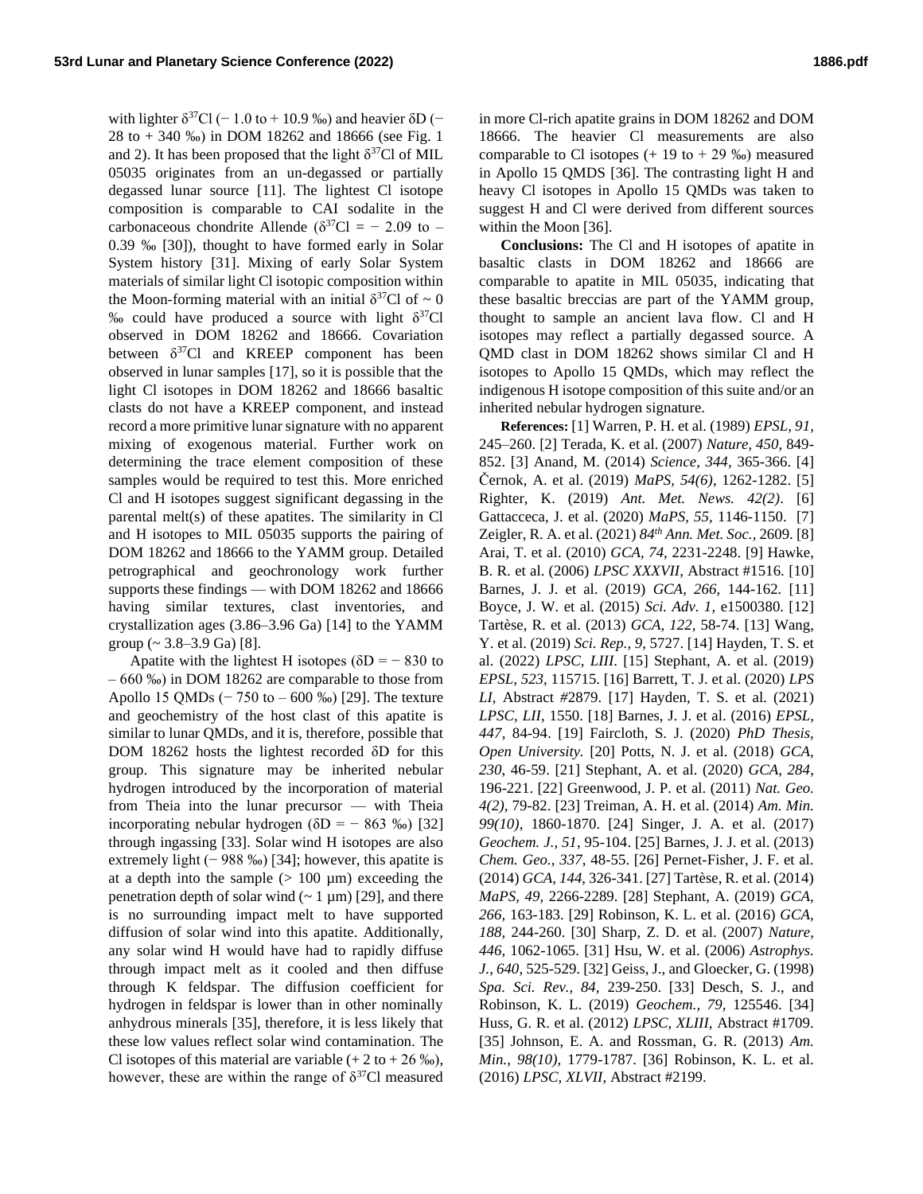with lighter $\delta^{37}$Cl (− 1.0 to + 10.9 ‰) and heavier δD (− 28 to + 340 ‰) in DOM 18262 and 18666 (see Fig. 1 and 2). It has been proposed that the light $\delta^{37}$Cl of MIL 05035 originates from an un-degassed or partially degassed lunar source [11]. The lightest Cl isotope composition is comparable to CAI sodalite in the carbonaceous chondrite Allende ($\delta^{37}$Cl = − 2.09 to – 0.39 ‰ [30]), thought to have formed early in Solar System history [31]. Mixing of early Solar System materials of similar light Cl isotopic composition within the Moon-forming material with an initial $\delta^{37}$Cl of ~ 0 ‰ could have produced a source with light $\delta^{37}$Cl observed in DOM 18262 and 18666. Covariation between $\delta^{37}$Cl and KREEP component has been observed in lunar samples [17], so it is possible that the light Cl isotopes in DOM 18262 and 18666 basaltic clasts do not have a KREEP component, and instead record a more primitive lunar signature with no apparent mixing of exogenous material. Further work on determining the trace element composition of these samples would be required to test this. More enriched Cl and H isotopes suggest significant degassing in the parental melt(s) of these apatites. The similarity in Cl and H isotopes to MIL 05035 supports the pairing of DOM 18262 and 18666 to the YAMM group. Detailed petrographical and geochronology work further supports these findings — with DOM 18262 and 18666 having similar textures, clast inventories, and crystallization ages (3.86–3.96 Ga) [14] to the YAMM group (~ 3.8–3.9 Ga) [8].

Apatite with the lightest H isotopes (δD = − 830 to – 660 ‰) in DOM 18262 are comparable to those from Apollo 15 QMDs (− 750 to – 600 ‰) [29]. The texture and geochemistry of the host clast of this apatite is similar to lunar QMDs, and it is, therefore, possible that DOM 18262 hosts the lightest recorded δD for this group. This signature may be inherited nebular hydrogen introduced by the incorporation of material from Theia into the lunar precursor — with Theia incorporating nebular hydrogen (δD = − 863 ‰) [32] through ingassing [33]. Solar wind H isotopes are also extremely light (− 988 ‰) [34]; however, this apatite is at a depth into the sample (> 100 µm) exceeding the penetration depth of solar wind (~ 1 µm) [29], and there is no surrounding impact melt to have supported diffusion of solar wind into this apatite. Additionally, any solar wind H would have had to rapidly diffuse through impact melt as it cooled and then diffuse through K feldspar. The diffusion coefficient for hydrogen in feldspar is lower than in other nominally anhydrous minerals [35], therefore, it is less likely that these low values reflect solar wind contamination. The Cl isotopes of this material are variable (+ 2 to + 26 ‰), however, these are within the range of $\delta^{37}$Cl measured in more Cl-rich apatite grains in DOM 18262 and DOM 18666. The heavier Cl measurements are also comparable to Cl isotopes (+ 19 to + 29 ‰) measured in Apollo 15 QMDS [36]. The contrasting light H and heavy Cl isotopes in Apollo 15 QMDs was taken to suggest H and Cl were derived from different sources within the Moon [36].

**Conclusions:** The Cl and H isotopes of apatite in basaltic clasts in DOM 18262 and 18666 are comparable to apatite in MIL 05035, indicating that these basaltic breccias are part of the YAMM group, thought to sample an ancient lava flow. Cl and H isotopes may reflect a partially degassed source. A QMD clast in DOM 18262 shows similar Cl and H isotopes to Apollo 15 QMDs, which may reflect the indigenous H isotope composition of this suite and/or an inherited nebular hydrogen signature.

**References:** [1] Warren, P. H. et al. (1989) *EPSL, 91*, 245–260. [2] Terada, K. et al. (2007) *Nature, 450*, 849-852. [3] Anand, M. (2014) *Science, 344*, 365-366. [4] Černok, A. et al. (2019) *MaPS, 54(6)*, 1262-1282. [5] Righter, K. (2019) *Ant. Met. News. 42(2)*. [6] Gattacceca, J. et al. (2020) *MaPS, 55*, 1146-1150. [7] Zeigler, R. A. et al. (2021) *84th Ann. Met. Soc.*, 2609. [8] Arai, T. et al. (2010) *GCA, 74*, 2231-2248. [9] Hawke, B. R. et al. (2006) *LPSC XXXVII*, Abstract #1516. [10] Barnes, J. J. et al. (2019) *GCA, 266,* 144-162. [11] Boyce, J. W. et al. (2015) *Sci. Adv. 1,* e1500380. [12] Tartèse, R. et al. (2013) *GCA, 122*, 58-74. [13] Wang, Y. et al. (2019) *Sci. Rep., 9*, 5727. [14] Hayden, T. S. et al. (2022) *LPSC, LIII*. [15] Stephant, A. et al. (2019) *EPSL, 523,* 115715. [16] Barrett, T. J. et al. (2020) *LPS LI*, Abstract #2879. [17] Hayden, T. S. et al. (2021) *LPSC, LII*, 1550. [18] Barnes, J. J. et al. (2016) *EPSL, 447,* 84-94. [19] Faircloth, S. J. (2020) *PhD Thesis, Open University.* [20] Potts, N. J. et al. (2018) *GCA, 230,* 46-59. [21] Stephant, A. et al. (2020) *GCA, 284*, 196-221. [22] Greenwood, J. P. et al. (2011) *Nat. Geo. 4(2)*, 79-82. [23] Treiman, A. H. et al. (2014) *Am. Min. 99(10)*, 1860-1870. [24] Singer, J. A. et al. (2017) *Geochem. J., 51*, 95-104. [25] Barnes, J. J. et al. (2013) *Chem. Geo., 337*, 48-55. [26] Pernet-Fisher, J. F. et al. (2014) *GCA, 144*, 326-341. [27] Tartèse, R. et al. (2014) *MaPS, 49,* 2266-2289. [28] Stephant, A. (2019) *GCA, 266,* 163-183. [29] Robinson, K. L. et al. (2016) *GCA, 188*, 244-260. [30] Sharp, Z. D. et al. (2007) *Nature, 446,* 1062-1065. [31] Hsu, W. et al. (2006) *Astrophys. J., 640,* 525-529. [32] Geiss, J., and Gloecker, G. (1998) *Spa. Sci. Rev., 84,* 239-250. [33] Desch, S. J., and Robinson, K. L. (2019) *Geochem., 79,* 125546. [34] Huss, G. R. et al. (2012) *LPSC, XLIII*, Abstract #1709. [35] Johnson, E. A. and Rossman, G. R. (2013) *Am. Min., 98(10),* 1779-1787. [36] Robinson, K. L. et al. (2016) *LPSC, XLVII,* Abstract #2199.